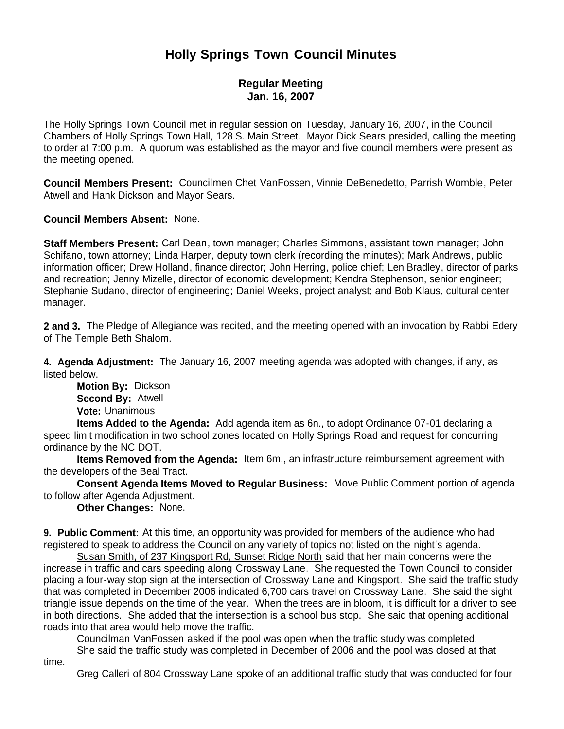# Holly Springs Town Council Minutes

## Regular Meeting
## Jan. 16, 2007

The Holly Springs Town Council met in regular session on Tuesday, January 16, 2007, in the Council Chambers of Holly Springs Town Hall, 128 S. Main Street. Mayor Dick Sears presided, calling the meeting to order at 7:00 p.m. A quorum was established as the mayor and five council members were present as the meeting opened.

**Council Members Present:** Councilmen Chet VanFossen, Vinnie DeBenedetto, Parrish Womble, Peter Atwell and Hank Dickson and Mayor Sears.

**Council Members Absent:** None.

**Staff Members Present:** Carl Dean, town manager; Charles Simmons, assistant town manager; John Schifano, town attorney; Linda Harper, deputy town clerk (recording the minutes); Mark Andrews, public information officer; Drew Holland, finance director; John Herring, police chief; Len Bradley, director of parks and recreation; Jenny Mizelle, director of economic development; Kendra Stephenson, senior engineer; Stephanie Sudano, director of engineering; Daniel Weeks, project analyst; and Bob Klaus, cultural center manager.

**2 and 3.** The Pledge of Allegiance was recited, and the meeting opened with an invocation by Rabbi Edery of The Temple Beth Shalom.

**4. Agenda Adjustment:** The January 16, 2007 meeting agenda was adopted with changes, if any, as listed below.

**Motion By:** Dickson
**Second By:** Atwell
**Vote:** Unanimous

**Items Added to the Agenda:** Add agenda item as 6n., to adopt Ordinance 07-01 declaring a speed limit modification in two school zones located on Holly Springs Road and request for concurring ordinance by the NC DOT.

**Items Removed from the Agenda:** Item 6m., an infrastructure reimbursement agreement with the developers of the Beal Tract.

**Consent Agenda Items Moved to Regular Business:** Move Public Comment portion of agenda to follow after Agenda Adjustment.

**Other Changes:** None.

**9. Public Comment:** At this time, an opportunity was provided for members of the audience who had registered to speak to address the Council on any variety of topics not listed on the night's agenda.

Susan Smith, of 237 Kingsport Rd, Sunset Ridge North said that her main concerns were the increase in traffic and cars speeding along Crossway Lane. She requested the Town Council to consider placing a four-way stop sign at the intersection of Crossway Lane and Kingsport. She said the traffic study that was completed in December 2006 indicated 6,700 cars travel on Crossway Lane. She said the sight triangle issue depends on the time of the year. When the trees are in bloom, it is difficult for a driver to see in both directions. She added that the intersection is a school bus stop. She said that opening additional roads into that area would help move the traffic.

Councilman VanFossen asked if the pool was open when the traffic study was completed.

She said the traffic study was completed in December of 2006 and the pool was closed at that time.

Greg Calleri of 804 Crossway Lane spoke of an additional traffic study that was conducted for four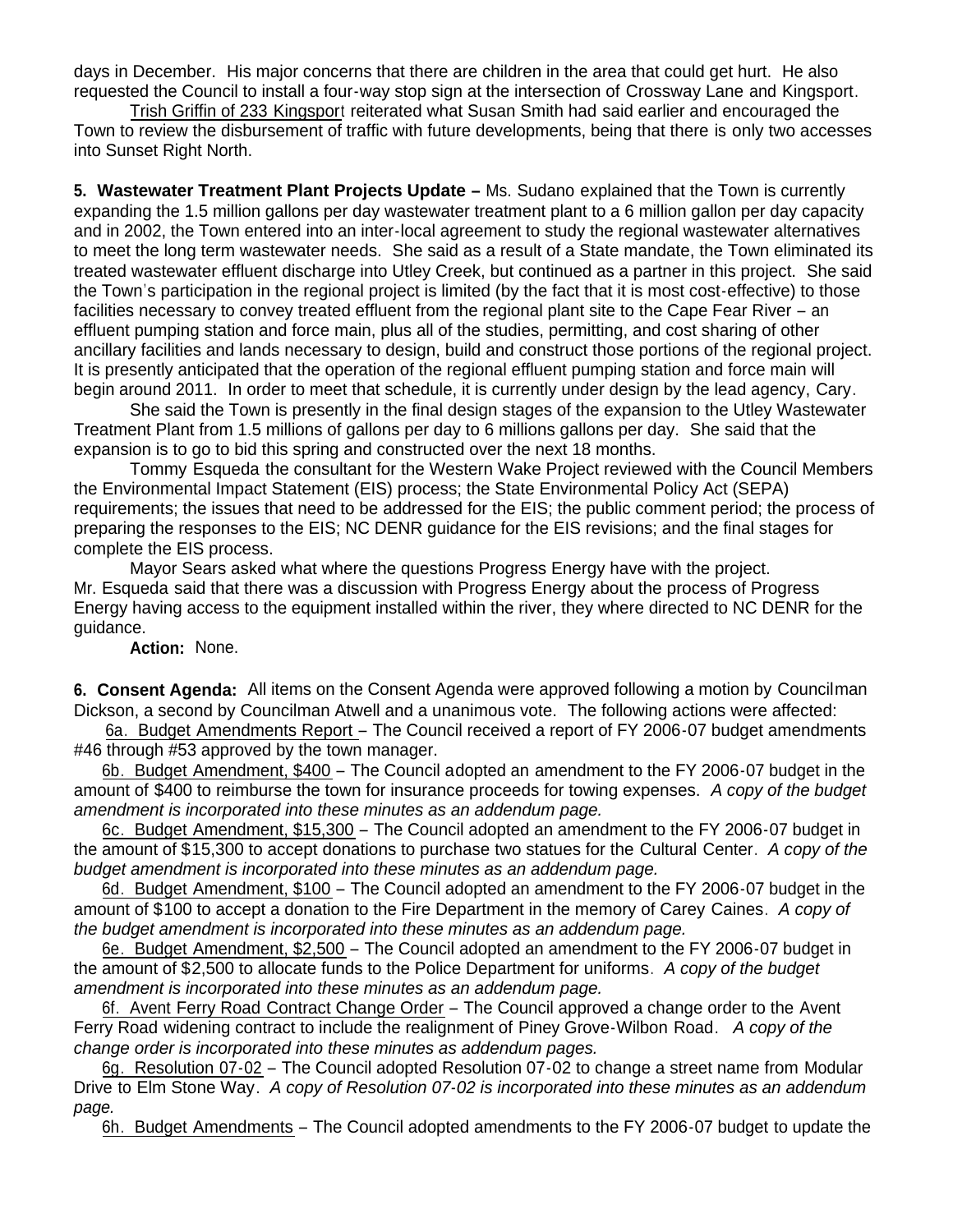days in December. His major concerns that there are children in the area that could get hurt. He also requested the Council to install a four-way stop sign at the intersection of Crossway Lane and Kingsport.

Trish Griffin of 233 Kingsport reiterated what Susan Smith had said earlier and encouraged the Town to review the disbursement of traffic with future developments, being that there is only two accesses into Sunset Right North.

**5. Wastewater Treatment Plant Projects Update –** Ms. Sudano explained that the Town is currently expanding the 1.5 million gallons per day wastewater treatment plant to a 6 million gallon per day capacity and in 2002, the Town entered into an inter-local agreement to study the regional wastewater alternatives to meet the long term wastewater needs. She said as a result of a State mandate, the Town eliminated its treated wastewater effluent discharge into Utley Creek, but continued as a partner in this project. She said the Town's participation in the regional project is limited (by the fact that it is most cost-effective) to those facilities necessary to convey treated effluent from the regional plant site to the Cape Fear River – an effluent pumping station and force main, plus all of the studies, permitting, and cost sharing of other ancillary facilities and lands necessary to design, build and construct those portions of the regional project. It is presently anticipated that the operation of the regional effluent pumping station and force main will begin around 2011. In order to meet that schedule, it is currently under design by the lead agency, Cary.

She said the Town is presently in the final design stages of the expansion to the Utley Wastewater Treatment Plant from 1.5 millions of gallons per day to 6 millions gallons per day. She said that the expansion is to go to bid this spring and constructed over the next 18 months.

Tommy Esqueda the consultant for the Western Wake Project reviewed with the Council Members the Environmental Impact Statement (EIS) process; the State Environmental Policy Act (SEPA) requirements; the issues that need to be addressed for the EIS; the public comment period; the process of preparing the responses to the EIS; NC DENR guidance for the EIS revisions; and the final stages for complete the EIS process.

Mayor Sears asked what where the questions Progress Energy have with the project. Mr. Esqueda said that there was a discussion with Progress Energy about the process of Progress Energy having access to the equipment installed within the river, they where directed to NC DENR for the guidance.

**Action:** None.

**6. Consent Agenda:** All items on the Consent Agenda were approved following a motion by Councilman Dickson, a second by Councilman Atwell and a unanimous vote. The following actions were affected:

6a. Budget Amendments Report – The Council received a report of FY 2006-07 budget amendments #46 through #53 approved by the town manager.

6b. Budget Amendment, $400 – The Council adopted an amendment to the FY 2006-07 budget in the amount of $400 to reimburse the town for insurance proceeds for towing expenses. *A copy of the budget amendment is incorporated into these minutes as an addendum page.*

6c. Budget Amendment, $15,300 – The Council adopted an amendment to the FY 2006-07 budget in the amount of $15,300 to accept donations to purchase two statues for the Cultural Center. *A copy of the budget amendment is incorporated into these minutes as an addendum page.*

6d. Budget Amendment, $100 – The Council adopted an amendment to the FY 2006-07 budget in the amount of $100 to accept a donation to the Fire Department in the memory of Carey Caines. *A copy of the budget amendment is incorporated into these minutes as an addendum page.*

6e. Budget Amendment, $2,500 – The Council adopted an amendment to the FY 2006-07 budget in the amount of $2,500 to allocate funds to the Police Department for uniforms. *A copy of the budget amendment is incorporated into these minutes as an addendum page.*

6f. Avent Ferry Road Contract Change Order – The Council approved a change order to the Avent Ferry Road widening contract to include the realignment of Piney Grove-Wilbon Road. *A copy of the change order is incorporated into these minutes as addendum pages.*

6g. Resolution 07-02 – The Council adopted Resolution 07-02 to change a street name from Modular Drive to Elm Stone Way. *A copy of Resolution 07-02 is incorporated into these minutes as an addendum page.*

6h. Budget Amendments – The Council adopted amendments to the FY 2006-07 budget to update the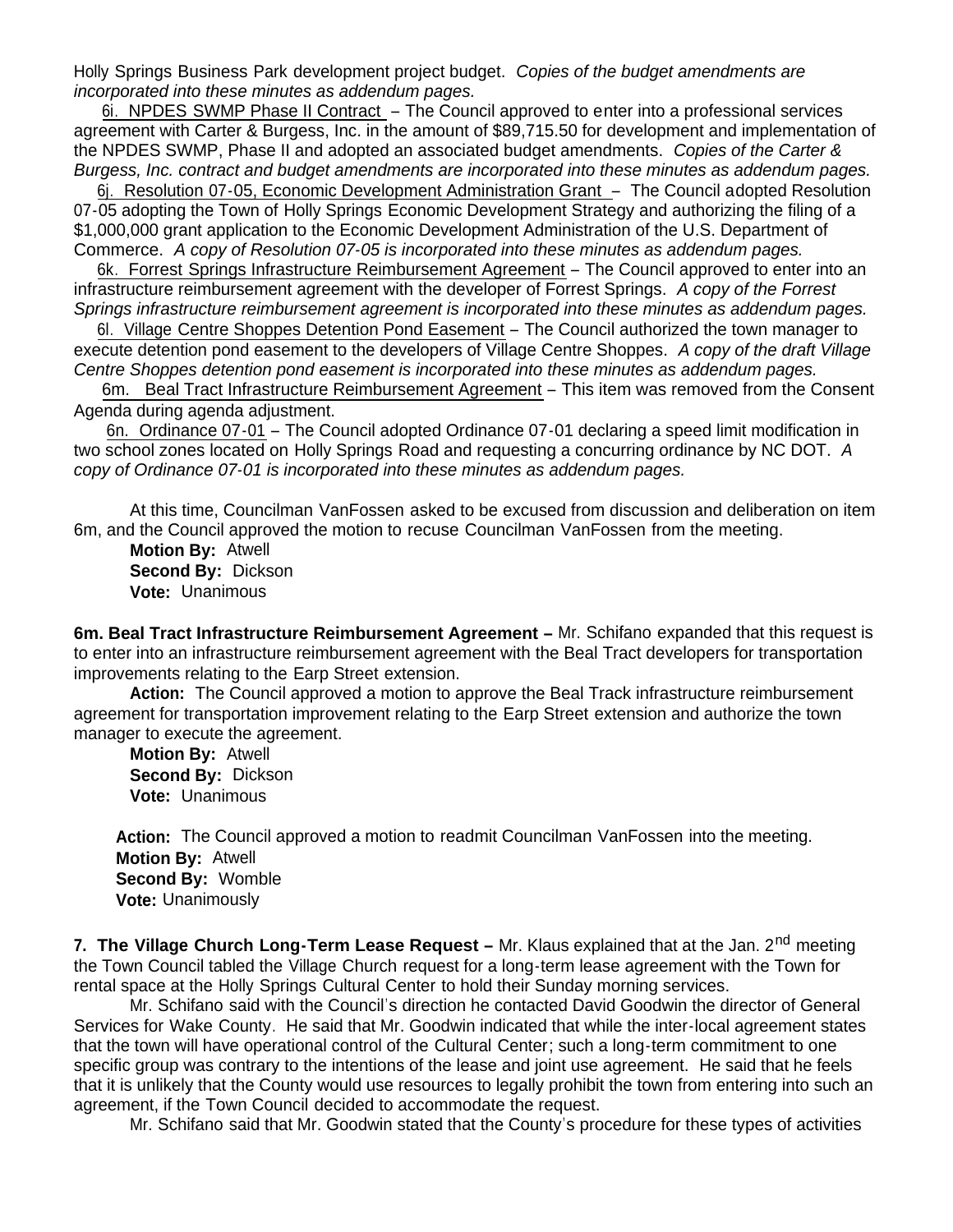Holly Springs Business Park development project budget. *Copies of the budget amendments are incorporated into these minutes as addendum pages.*

6i. NPDES SWMP Phase II Contract – The Council approved to enter into a professional services agreement with Carter & Burgess, Inc. in the amount of $89,715.50 for development and implementation of the NPDES SWMP, Phase II and adopted an associated budget amendments. *Copies of the Carter & Burgess, Inc. contract and budget amendments are incorporated into these minutes as addendum pages.*

6j. Resolution 07-05, Economic Development Administration Grant – The Council adopted Resolution 07-05 adopting the Town of Holly Springs Economic Development Strategy and authorizing the filing of a $1,000,000 grant application to the Economic Development Administration of the U.S. Department of Commerce. *A copy of Resolution 07-05 is incorporated into these minutes as addendum pages.*

6k. Forrest Springs Infrastructure Reimbursement Agreement – The Council approved to enter into an infrastructure reimbursement agreement with the developer of Forrest Springs. *A copy of the Forrest Springs infrastructure reimbursement agreement is incorporated into these minutes as addendum pages.*

6l. Village Centre Shoppes Detention Pond Easement – The Council authorized the town manager to execute detention pond easement to the developers of Village Centre Shoppes. *A copy of the draft Village Centre Shoppes detention pond easement is incorporated into these minutes as addendum pages.*

6m. Beal Tract Infrastructure Reimbursement Agreement – This item was removed from the Consent Agenda during agenda adjustment.

6n. Ordinance 07-01 – The Council adopted Ordinance 07-01 declaring a speed limit modification in two school zones located on Holly Springs Road and requesting a concurring ordinance by NC DOT. *A copy of Ordinance 07-01 is incorporated into these minutes as addendum pages.*

At this time, Councilman VanFossen asked to be excused from discussion and deliberation on item 6m, and the Council approved the motion to recuse Councilman VanFossen from the meeting.

**Motion By:** Atwell
**Second By:** Dickson
**Vote:** Unanimous

**6m. Beal Tract Infrastructure Reimbursement Agreement –** Mr. Schifano expanded that this request is to enter into an infrastructure reimbursement agreement with the Beal Tract developers for transportation improvements relating to the Earp Street extension.

**Action:** The Council approved a motion to approve the Beal Track infrastructure reimbursement agreement for transportation improvement relating to the Earp Street extension and authorize the town manager to execute the agreement.

**Motion By:** Atwell
**Second By:** Dickson
**Vote:** Unanimous

**Action:** The Council approved a motion to readmit Councilman VanFossen into the meeting.
**Motion By:** Atwell
**Second By:** Womble
**Vote:** Unanimously

**7. The Village Church Long-Term Lease Request –** Mr. Klaus explained that at the Jan. 2nd meeting the Town Council tabled the Village Church request for a long-term lease agreement with the Town for rental space at the Holly Springs Cultural Center to hold their Sunday morning services.

Mr. Schifano said with the Council's direction he contacted David Goodwin the director of General Services for Wake County. He said that Mr. Goodwin indicated that while the inter-local agreement states that the town will have operational control of the Cultural Center; such a long-term commitment to one specific group was contrary to the intentions of the lease and joint use agreement. He said that he feels that it is unlikely that the County would use resources to legally prohibit the town from entering into such an agreement, if the Town Council decided to accommodate the request.

Mr. Schifano said that Mr. Goodwin stated that the County's procedure for these types of activities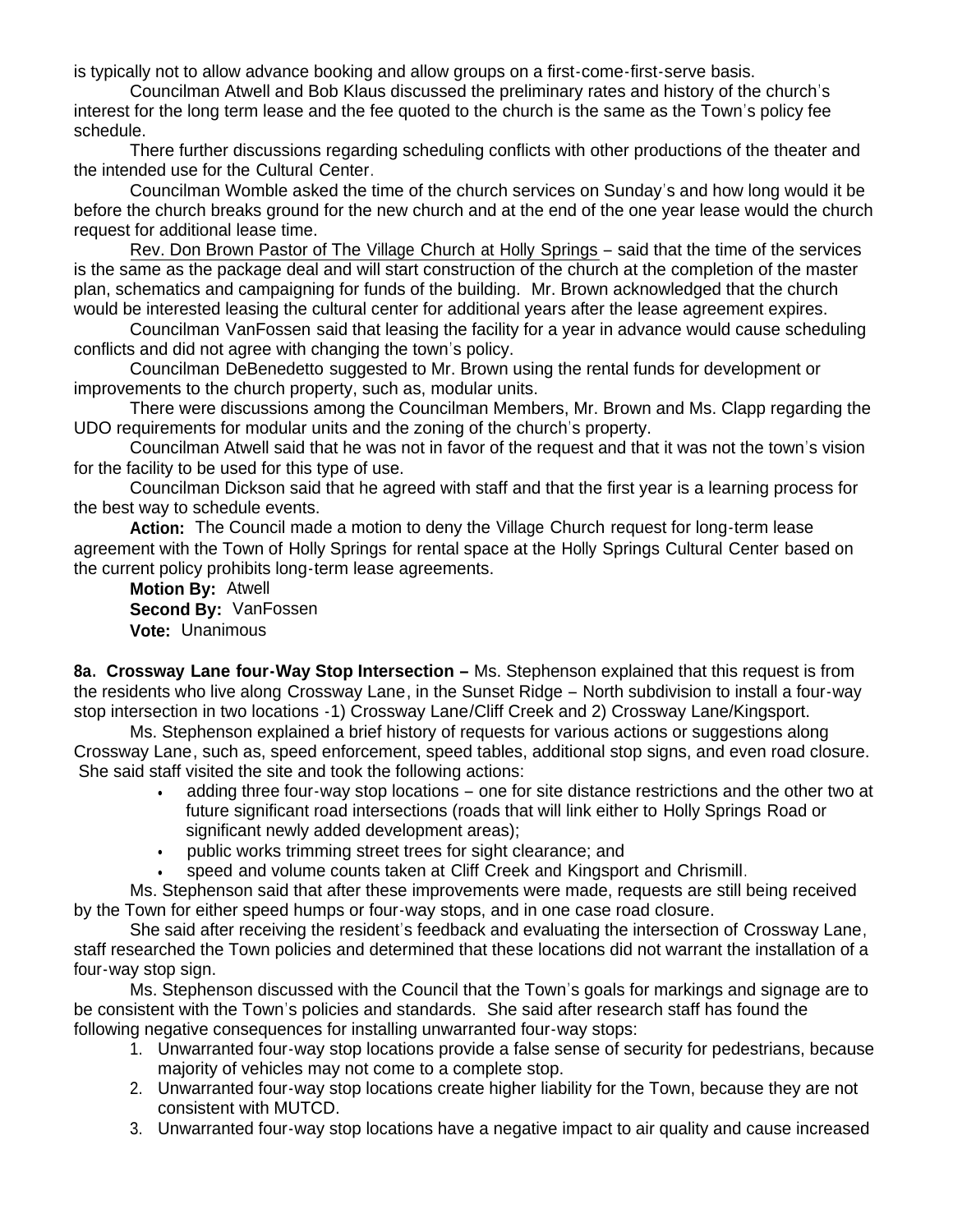is typically not to allow advance booking and allow groups on a first-come-first-serve basis.

Councilman Atwell and Bob Klaus discussed the preliminary rates and history of the church's interest for the long term lease and the fee quoted to the church is the same as the Town's policy fee schedule.

There further discussions regarding scheduling conflicts with other productions of the theater and the intended use for the Cultural Center.

Councilman Womble asked the time of the church services on Sunday's and how long would it be before the church breaks ground for the new church and at the end of the one year lease would the church request for additional lease time.

Rev. Don Brown Pastor of The Village Church at Holly Springs – said that the time of the services is the same as the package deal and will start construction of the church at the completion of the master plan, schematics and campaigning for funds of the building. Mr. Brown acknowledged that the church would be interested leasing the cultural center for additional years after the lease agreement expires.

Councilman VanFossen said that leasing the facility for a year in advance would cause scheduling conflicts and did not agree with changing the town's policy.

Councilman DeBenedetto suggested to Mr. Brown using the rental funds for development or improvements to the church property, such as, modular units.

There were discussions among the Councilman Members, Mr. Brown and Ms. Clapp regarding the UDO requirements for modular units and the zoning of the church's property.

Councilman Atwell said that he was not in favor of the request and that it was not the town's vision for the facility to be used for this type of use.

Councilman Dickson said that he agreed with staff and that the first year is a learning process for the best way to schedule events.

**Action:** The Council made a motion to deny the Village Church request for long-term lease agreement with the Town of Holly Springs for rental space at the Holly Springs Cultural Center based on the current policy prohibits long-term lease agreements.

**Motion By:** Atwell
**Second By:** VanFossen
**Vote:** Unanimous

**8a. Crossway Lane four-Way Stop Intersection –** Ms. Stephenson explained that this request is from the residents who live along Crossway Lane, in the Sunset Ridge – North subdivision to install a four-way stop intersection in two locations -1) Crossway Lane/Cliff Creek and 2) Crossway Lane/Kingsport.

Ms. Stephenson explained a brief history of requests for various actions or suggestions along Crossway Lane, such as, speed enforcement, speed tables, additional stop signs, and even road closure. She said staff visited the site and took the following actions:

- adding three four-way stop locations – one for site distance restrictions and the other two at future significant road intersections (roads that will link either to Holly Springs Road or significant newly added development areas);
- public works trimming street trees for sight clearance; and
- speed and volume counts taken at Cliff Creek and Kingsport and Chrismill.

Ms. Stephenson said that after these improvements were made, requests are still being received by the Town for either speed humps or four-way stops, and in one case road closure.

She said after receiving the resident's feedback and evaluating the intersection of Crossway Lane, staff researched the Town policies and determined that these locations did not warrant the installation of a four-way stop sign.

Ms. Stephenson discussed with the Council that the Town's goals for markings and signage are to be consistent with the Town's policies and standards. She said after research staff has found the following negative consequences for installing unwarranted four-way stops:

1. Unwarranted four-way stop locations provide a false sense of security for pedestrians, because majority of vehicles may not come to a complete stop.
2. Unwarranted four-way stop locations create higher liability for the Town, because they are not consistent with MUTCD.
3. Unwarranted four-way stop locations have a negative impact to air quality and cause increased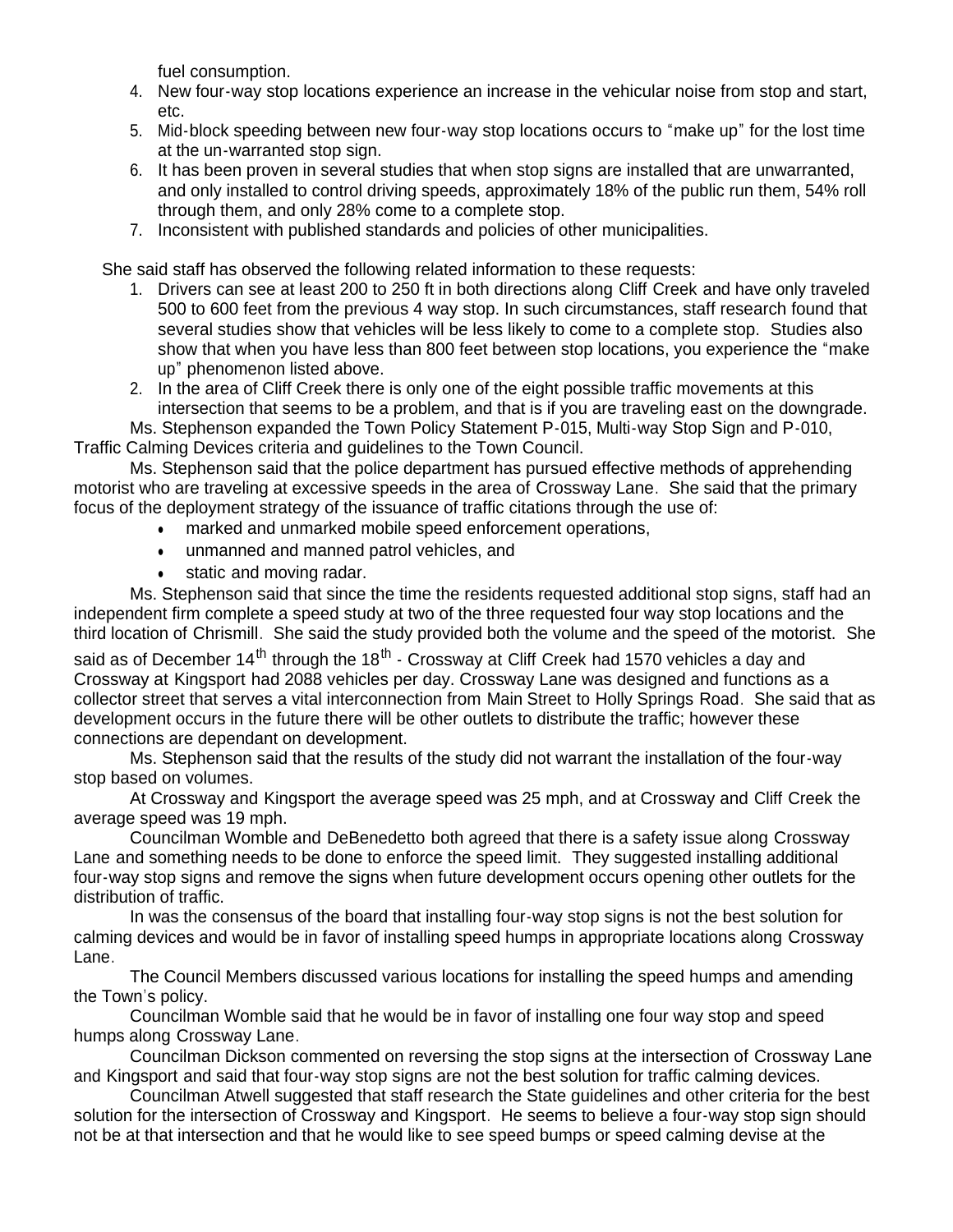fuel consumption.

4. New four-way stop locations experience an increase in the vehicular noise from stop and start, etc.
5. Mid-block speeding between new four-way stop locations occurs to "make up" for the lost time at the un-warranted stop sign.
6. It has been proven in several studies that when stop signs are installed that are unwarranted, and only installed to control driving speeds, approximately 18% of the public run them, 54% roll through them, and only 28% come to a complete stop.
7. Inconsistent with published standards and policies of other municipalities.

She said staff has observed the following related information to these requests:

1. Drivers can see at least 200 to 250 ft in both directions along Cliff Creek and have only traveled 500 to 600 feet from the previous 4 way stop. In such circumstances, staff research found that several studies show that vehicles will be less likely to come to a complete stop. Studies also show that when you have less than 800 feet between stop locations, you experience the "make up" phenomenon listed above.
2. In the area of Cliff Creek there is only one of the eight possible traffic movements at this intersection that seems to be a problem, and that is if you are traveling east on the downgrade.

Ms. Stephenson expanded the Town Policy Statement P-015, Multi-way Stop Sign and P-010, Traffic Calming Devices criteria and guidelines to the Town Council.

Ms. Stephenson said that the police department has pursued effective methods of apprehending motorist who are traveling at excessive speeds in the area of Crossway Lane. She said that the primary focus of the deployment strategy of the issuance of traffic citations through the use of:

- marked and unmarked mobile speed enforcement operations,
- unmanned and manned patrol vehicles, and
- static and moving radar.

Ms. Stephenson said that since the time the residents requested additional stop signs, staff had an independent firm complete a speed study at two of the three requested four way stop locations and the third location of Chrismill. She said the study provided both the volume and the speed of the motorist. She said as of December 14th through the 18th - Crossway at Cliff Creek had 1570 vehicles a day and Crossway at Kingsport had 2088 vehicles per day. Crossway Lane was designed and functions as a collector street that serves a vital interconnection from Main Street to Holly Springs Road. She said that as development occurs in the future there will be other outlets to distribute the traffic; however these connections are dependant on development.

Ms. Stephenson said that the results of the study did not warrant the installation of the four-way stop based on volumes.

At Crossway and Kingsport the average speed was 25 mph, and at Crossway and Cliff Creek the average speed was 19 mph.

Councilman Womble and DeBenedetto both agreed that there is a safety issue along Crossway Lane and something needs to be done to enforce the speed limit. They suggested installing additional four-way stop signs and remove the signs when future development occurs opening other outlets for the distribution of traffic.

In was the consensus of the board that installing four-way stop signs is not the best solution for calming devices and would be in favor of installing speed humps in appropriate locations along Crossway Lane.

The Council Members discussed various locations for installing the speed humps and amending the Town's policy.

Councilman Womble said that he would be in favor of installing one four way stop and speed humps along Crossway Lane.

Councilman Dickson commented on reversing the stop signs at the intersection of Crossway Lane and Kingsport and said that four-way stop signs are not the best solution for traffic calming devices.

Councilman Atwell suggested that staff research the State guidelines and other criteria for the best solution for the intersection of Crossway and Kingsport. He seems to believe a four-way stop sign should not be at that intersection and that he would like to see speed bumps or speed calming devise at the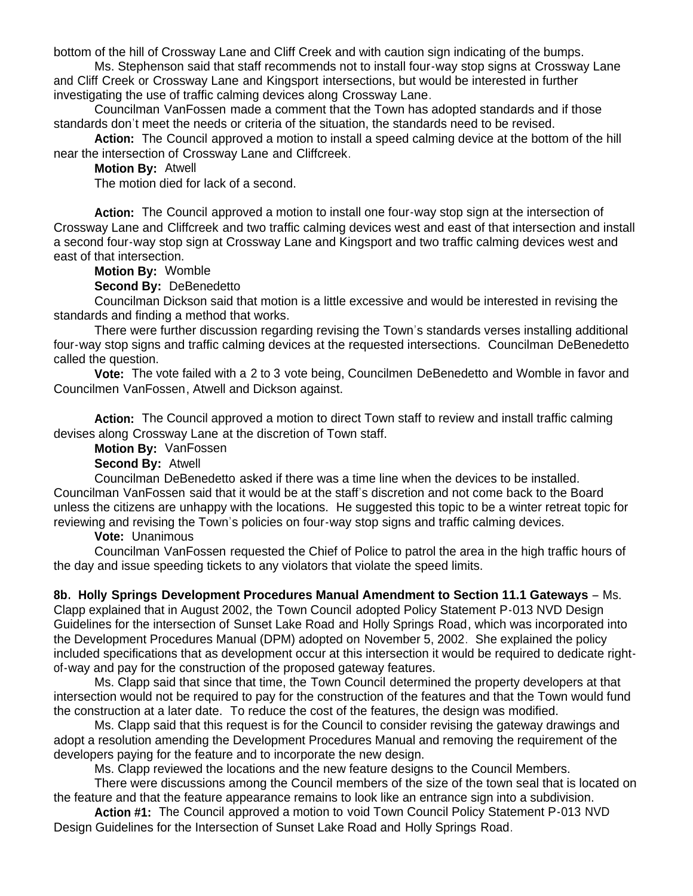bottom of the hill of Crossway Lane and Cliff Creek and with caution sign indicating of the bumps.

Ms. Stephenson said that staff recommends not to install four-way stop signs at Crossway Lane and Cliff Creek or Crossway Lane and Kingsport intersections, but would be interested in further investigating the use of traffic calming devices along Crossway Lane.

Councilman VanFossen made a comment that the Town has adopted standards and if those standards don't meet the needs or criteria of the situation, the standards need to be revised.

**Action:** The Council approved a motion to install a speed calming device at the bottom of the hill near the intersection of Crossway Lane and Cliffcreek.

**Motion By:** Atwell

The motion died for lack of a second.

**Action:** The Council approved a motion to install one four-way stop sign at the intersection of Crossway Lane and Cliffcreek and two traffic calming devices west and east of that intersection and install a second four-way stop sign at Crossway Lane and Kingsport and two traffic calming devices west and east of that intersection.

**Motion By:** Womble

**Second By:** DeBenedetto

Councilman Dickson said that motion is a little excessive and would be interested in revising the standards and finding a method that works.

There were further discussion regarding revising the Town's standards verses installing additional four-way stop signs and traffic calming devices at the requested intersections. Councilman DeBenedetto called the question.

**Vote:** The vote failed with a 2 to 3 vote being, Councilmen DeBenedetto and Womble in favor and Councilmen VanFossen, Atwell and Dickson against.

**Action:** The Council approved a motion to direct Town staff to review and install traffic calming devises along Crossway Lane at the discretion of Town staff.

**Motion By:** VanFossen

**Second By:** Atwell

Councilman DeBenedetto asked if there was a time line when the devices to be installed. Councilman VanFossen said that it would be at the staff's discretion and not come back to the Board unless the citizens are unhappy with the locations. He suggested this topic to be a winter retreat topic for reviewing and revising the Town's policies on four-way stop signs and traffic calming devices.

**Vote:** Unanimous

Councilman VanFossen requested the Chief of Police to patrol the area in the high traffic hours of the day and issue speeding tickets to any violators that violate the speed limits.

**8b. Holly Springs Development Procedures Manual Amendment to Section 11.1 Gateways** – Ms. Clapp explained that in August 2002, the Town Council adopted Policy Statement P-013 NVD Design Guidelines for the intersection of Sunset Lake Road and Holly Springs Road, which was incorporated into the Development Procedures Manual (DPM) adopted on November 5, 2002. She explained the policy included specifications that as development occur at this intersection it would be required to dedicate right-of-way and pay for the construction of the proposed gateway features.

Ms. Clapp said that since that time, the Town Council determined the property developers at that intersection would not be required to pay for the construction of the features and that the Town would fund the construction at a later date. To reduce the cost of the features, the design was modified.

Ms. Clapp said that this request is for the Council to consider revising the gateway drawings and adopt a resolution amending the Development Procedures Manual and removing the requirement of the developers paying for the feature and to incorporate the new design.

Ms. Clapp reviewed the locations and the new feature designs to the Council Members.

There were discussions among the Council members of the size of the town seal that is located on the feature and that the feature appearance remains to look like an entrance sign into a subdivision.

**Action #1:** The Council approved a motion to void Town Council Policy Statement P-013 NVD Design Guidelines for the Intersection of Sunset Lake Road and Holly Springs Road.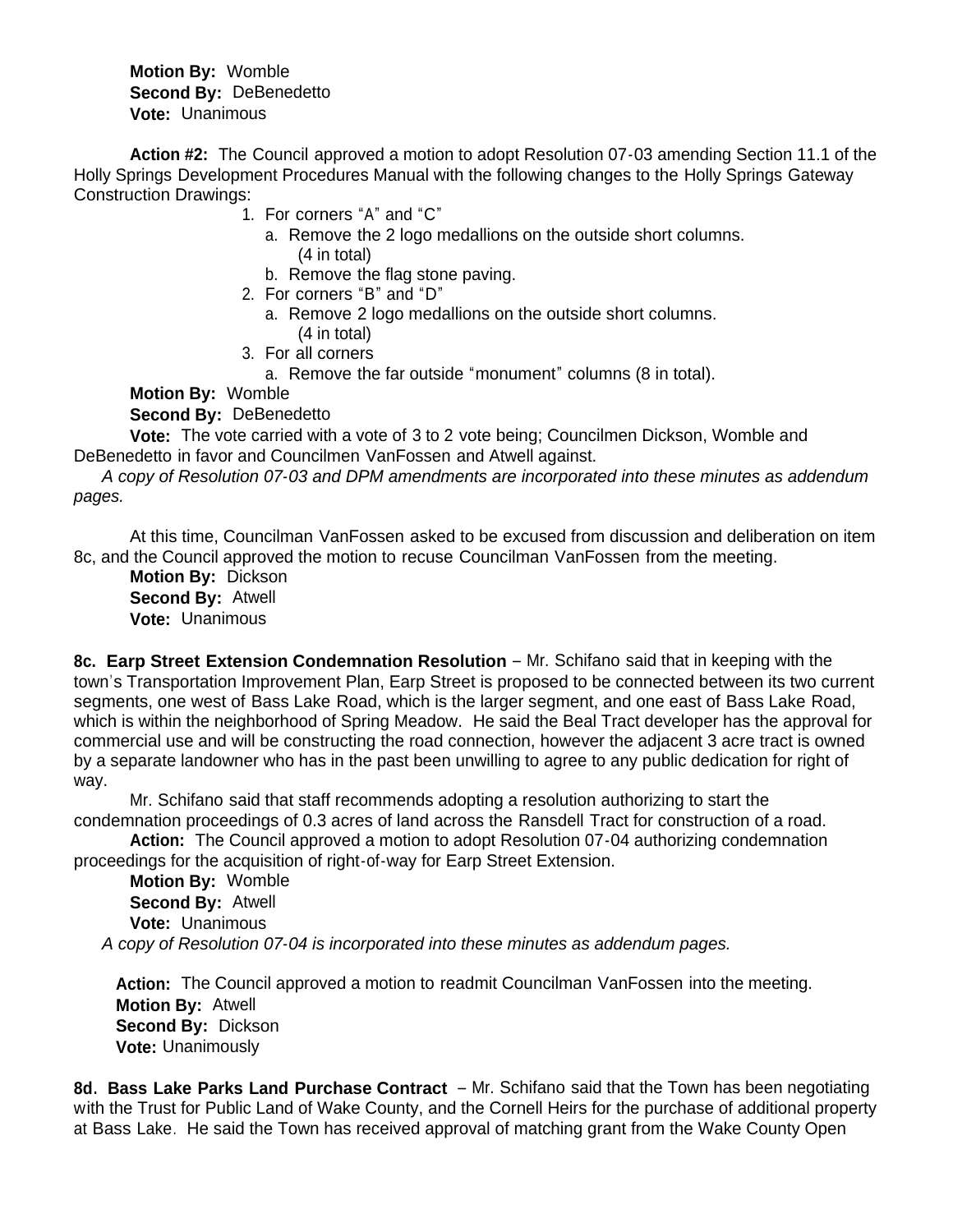**Motion By:** Womble
**Second By:** DeBenedetto
**Vote:** Unanimous

**Action #2:** The Council approved a motion to adopt Resolution 07-03 amending Section 11.1 of the Holly Springs Development Procedures Manual with the following changes to the Holly Springs Gateway Construction Drawings:

1. For corners "A" and "C"
   a. Remove the 2 logo medallions on the outside short columns. (4 in total)
   b. Remove the flag stone paving.
2. For corners "B" and "D"
   a. Remove 2 logo medallions on the outside short columns. (4 in total)
3. For all corners
   a. Remove the far outside "monument" columns (8 in total).

**Motion By:** Womble
**Second By:** DeBenedetto
**Vote:** The vote carried with a vote of 3 to 2 vote being; Councilmen Dickson, Womble and DeBenedetto in favor and Councilmen VanFossen and Atwell against.

*A copy of Resolution 07-03 and DPM amendments are incorporated into these minutes as addendum pages.*

At this time, Councilman VanFossen asked to be excused from discussion and deliberation on item 8c, and the Council approved the motion to recuse Councilman VanFossen from the meeting.

**Motion By:** Dickson
**Second By:** Atwell
**Vote:** Unanimous

**8c. Earp Street Extension Condemnation Resolution** – Mr. Schifano said that in keeping with the town's Transportation Improvement Plan, Earp Street is proposed to be connected between its two current segments, one west of Bass Lake Road, which is the larger segment, and one east of Bass Lake Road, which is within the neighborhood of Spring Meadow. He said the Beal Tract developer has the approval for commercial use and will be constructing the road connection, however the adjacent 3 acre tract is owned by a separate landowner who has in the past been unwilling to agree to any public dedication for right of way.

Mr. Schifano said that staff recommends adopting a resolution authorizing to start the condemnation proceedings of 0.3 acres of land across the Ransdell Tract for construction of a road.

**Action:** The Council approved a motion to adopt Resolution 07-04 authorizing condemnation proceedings for the acquisition of right-of-way for Earp Street Extension.

**Motion By:** Womble
**Second By:** Atwell
**Vote:** Unanimous

*A copy of Resolution 07-04 is incorporated into these minutes as addendum pages.*

**Action:** The Council approved a motion to readmit Councilman VanFossen into the meeting.
**Motion By:** Atwell
**Second By:** Dickson
**Vote:** Unanimously

**8d. Bass Lake Parks Land Purchase Contract** – Mr. Schifano said that the Town has been negotiating with the Trust for Public Land of Wake County, and the Cornell Heirs for the purchase of additional property at Bass Lake. He said the Town has received approval of matching grant from the Wake County Open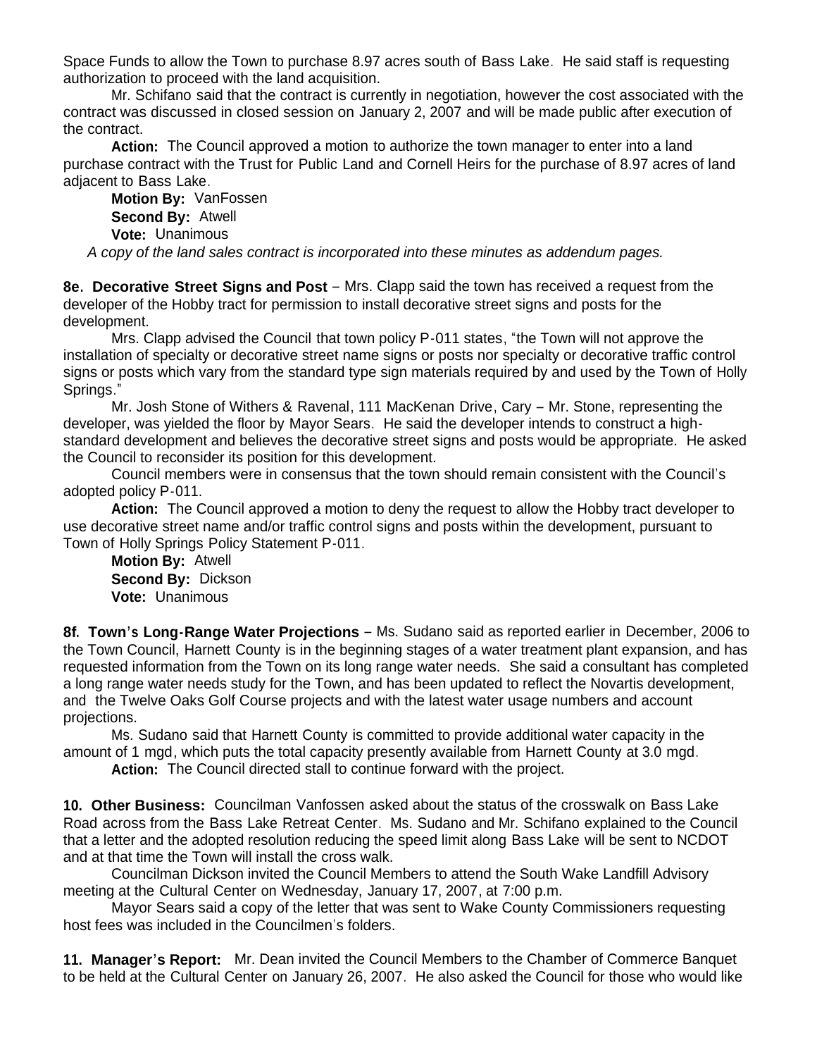Space Funds to allow the Town to purchase 8.97 acres south of Bass Lake. He said staff is requesting authorization to proceed with the land acquisition.

Mr. Schifano said that the contract is currently in negotiation, however the cost associated with the contract was discussed in closed session on January 2, 2007 and will be made public after execution of the contract.

**Action:** The Council approved a motion to authorize the town manager to enter into a land purchase contract with the Trust for Public Land and Cornell Heirs for the purchase of 8.97 acres of land adjacent to Bass Lake.

**Motion By:** VanFossen
**Second By:** Atwell
**Vote:** Unanimous

*A copy of the land sales contract is incorporated into these minutes as addendum pages.*

**8e. Decorative Street Signs and Post** – Mrs. Clapp said the town has received a request from the developer of the Hobby tract for permission to install decorative street signs and posts for the development.

Mrs. Clapp advised the Council that town policy P-011 states, "the Town will not approve the installation of specialty or decorative street name signs or posts nor specialty or decorative traffic control signs or posts which vary from the standard type sign materials required by and used by the Town of Holly Springs."

Mr. Josh Stone of Withers & Ravenal, 111 MacKenan Drive, Cary – Mr. Stone, representing the developer, was yielded the floor by Mayor Sears. He said the developer intends to construct a high-standard development and believes the decorative street signs and posts would be appropriate. He asked the Council to reconsider its position for this development.

Council members were in consensus that the town should remain consistent with the Council's adopted policy P-011.

**Action:** The Council approved a motion to deny the request to allow the Hobby tract developer to use decorative street name and/or traffic control signs and posts within the development, pursuant to Town of Holly Springs Policy Statement P-011.

**Motion By:** Atwell
**Second By:** Dickson
**Vote:** Unanimous

**8f. Town's Long-Range Water Projections** – Ms. Sudano said as reported earlier in December, 2006 to the Town Council, Harnett County is in the beginning stages of a water treatment plant expansion, and has requested information from the Town on its long range water needs. She said a consultant has completed a long range water needs study for the Town, and has been updated to reflect the Novartis development, and the Twelve Oaks Golf Course projects and with the latest water usage numbers and account projections.

Ms. Sudano said that Harnett County is committed to provide additional water capacity in the amount of 1 mgd, which puts the total capacity presently available from Harnett County at 3.0 mgd.

**Action:** The Council directed stall to continue forward with the project.

**10. Other Business:** Councilman Vanfossen asked about the status of the crosswalk on Bass Lake Road across from the Bass Lake Retreat Center. Ms. Sudano and Mr. Schifano explained to the Council that a letter and the adopted resolution reducing the speed limit along Bass Lake will be sent to NCDOT and at that time the Town will install the cross walk.

Councilman Dickson invited the Council Members to attend the South Wake Landfill Advisory meeting at the Cultural Center on Wednesday, January 17, 2007, at 7:00 p.m.

Mayor Sears said a copy of the letter that was sent to Wake County Commissioners requesting host fees was included in the Councilmen's folders.

**11. Manager's Report:** Mr. Dean invited the Council Members to the Chamber of Commerce Banquet to be held at the Cultural Center on January 26, 2007. He also asked the Council for those who would like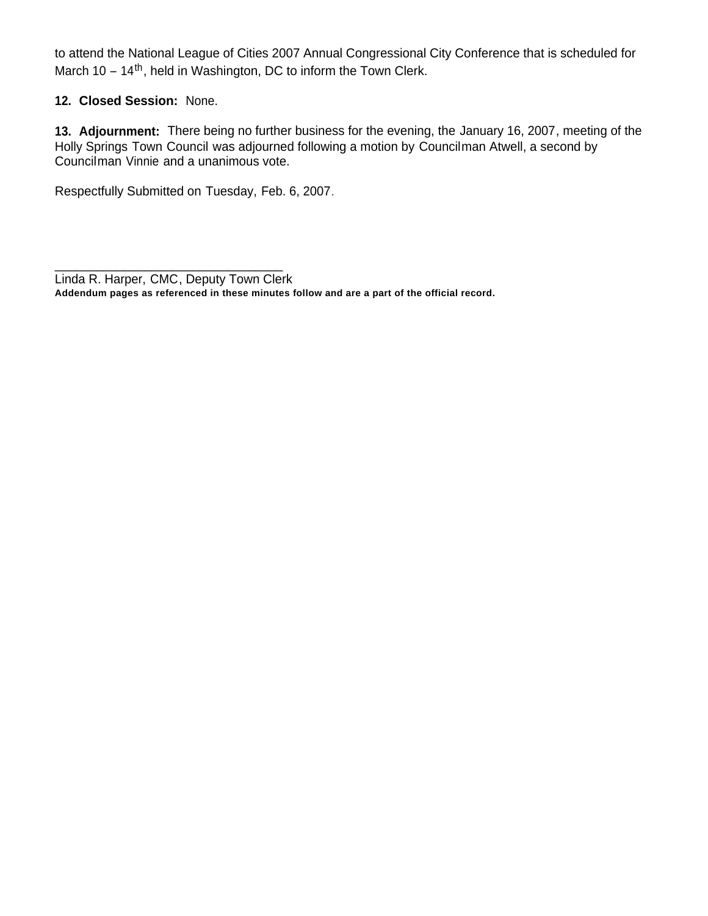to attend the National League of Cities 2007 Annual Congressional City Conference that is scheduled for March 10 – 14th, held in Washington, DC to inform the Town Clerk.

**12. Closed Session:** None.

**13. Adjournment:** There being no further business for the evening, the January 16, 2007, meeting of the Holly Springs Town Council was adjourned following a motion by Councilman Atwell, a second by Councilman Vinnie and a unanimous vote.

Respectfully Submitted on Tuesday, Feb. 6, 2007.

_______________________________

Linda R. Harper, CMC, Deputy Town Clerk

**Addendum pages as referenced in these minutes follow and are a part of the official record.**